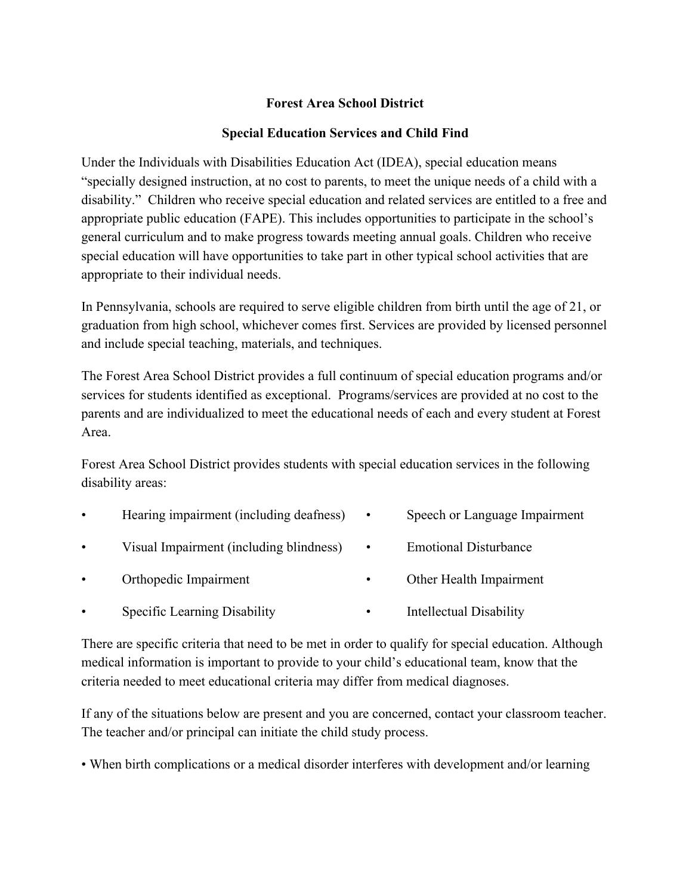# Forest Area School District

## Special Education Services and Child Find

Under the Individuals with Disabilities Education Act (IDEA), special education means "specially designed instruction, at no cost to parents, to meet the unique needs of a child with a disability." Children who receive special education and related services are entitled to a free and appropriate public education (FAPE). This includes opportunities to participate in the school's general curriculum and to make progress towards meeting annual goals. Children who receive special education will have opportunities to take part in other typical school activities that are appropriate to their individual needs.

In Pennsylvania, schools are required to serve eligible children from birth until the age of 21, or graduation from high school, whichever comes first. Services are provided by licensed personnel and include special teaching, materials, and techniques.

The Forest Area School District provides a full continuum of special education programs and/or services for students identified as exceptional. Programs/services are provided at no cost to the parents and are individualized to meet the educational needs of each and every student at Forest Area.

Forest Area School District provides students with special education services in the following disability areas:

- Hearing impairment (including deafness)
- Visual Impairment (including blindness)
- Orthopedic Impairment
- Specific Learning Disability
- Speech or Language Impairment
- Emotional Disturbance
- Other Health Impairment
- Intellectual Disability

There are specific criteria that need to be met in order to qualify for special education. Although medical information is important to provide to your child's educational team, know that the criteria needed to meet educational criteria may differ from medical diagnoses.

If any of the situations below are present and you are concerned, contact your classroom teacher. The teacher and/or principal can initiate the child study process.

- When birth complications or a medical disorder interferes with development and/or learning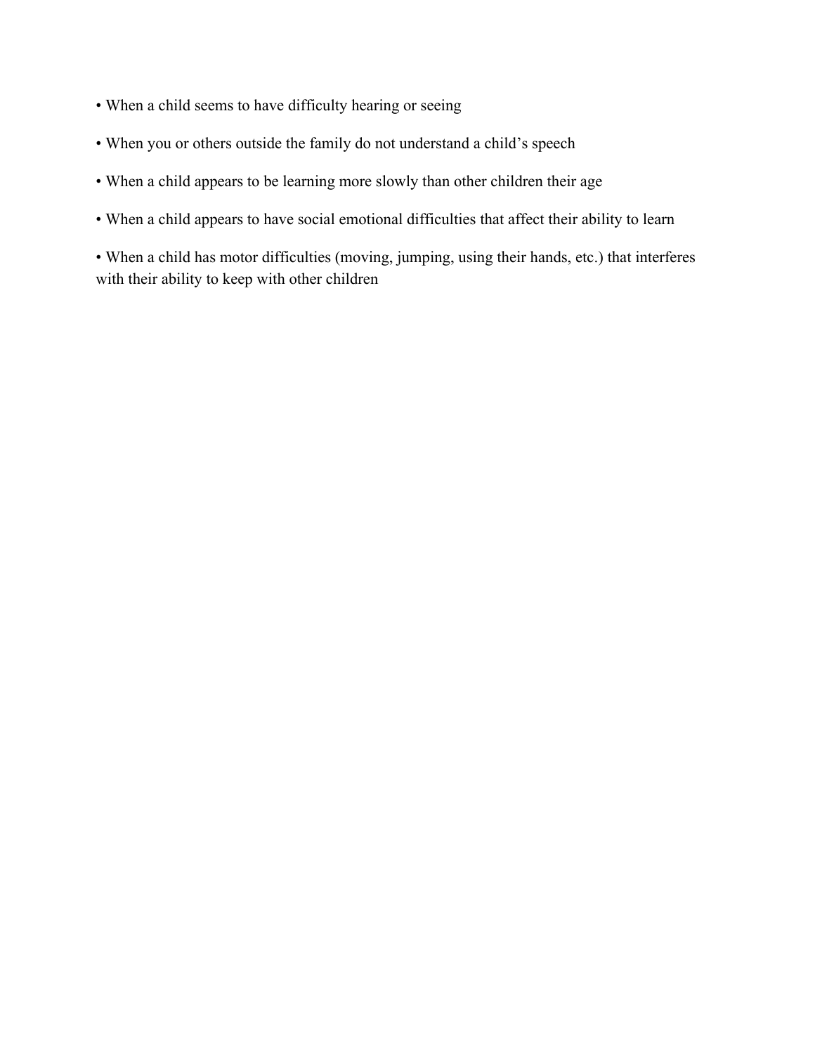- When a child seems to have difficulty hearing or seeing
- When you or others outside the family do not understand a child's speech
- When a child appears to be learning more slowly than other children their age
- When a child appears to have social emotional difficulties that affect their ability to learn
- When a child has motor difficulties (moving, jumping, using their hands, etc.) that interferes with their ability to keep with other children